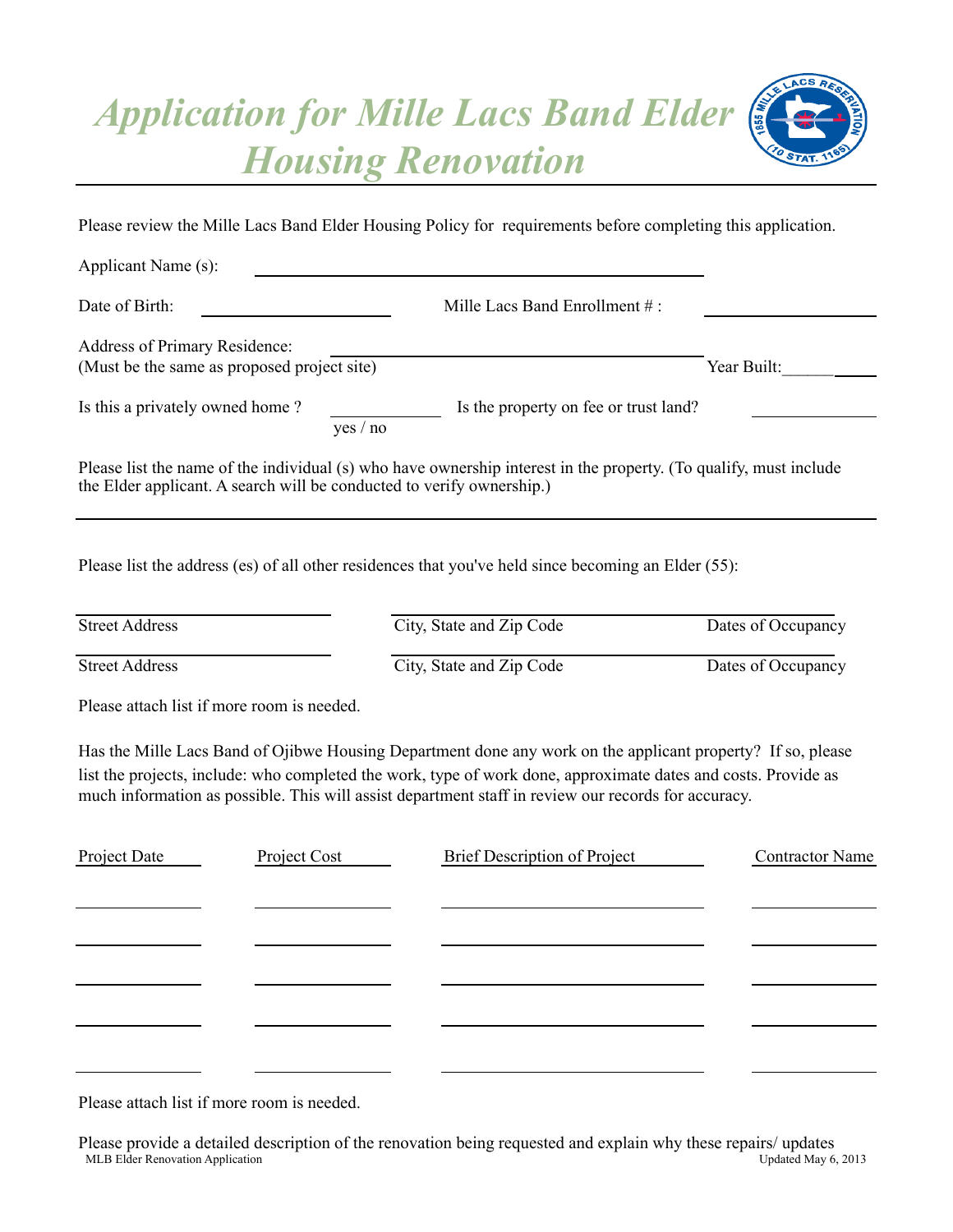# Application for Mille Lacs Band Elder Housing Renovation

Please review the Mille Lacs Band Elder Housing Policy for requirements before completing this application.

Applicant Name (s): ______________________________

Date of Birth: ______________ Mille Lacs Band Enrollment # : ______________

Address of Primary Residence: ______________________________
(Must be the same as proposed project site) Year Built:__________

Is this a privately owned home ? ____________ (yes / no) Is the property on fee or trust land? ____________

Please list the name of the individual (s) who have ownership interest in the property. (To qualify, must include the Elder applicant. A search will be conducted to verify ownership.)

______________________________________________________________

Please list the address (es) of all other residences that you've held since becoming an Elder (55):

| Street Address | City, State and Zip Code | Dates of Occupancy |
|---|---|---|
| | | |
| | | |

Please attach list if more room is needed.

Has the Mille Lacs Band of Ojibwe Housing Department done any work on the applicant property? If so, please list the projects, include: who completed the work, type of work done, approximate dates and costs. Provide as much information as possible. This will assist department staff in review our records for accuracy.

| Project Date | Project Cost | Brief Description of Project | Contractor Name |
|---|---|---|---|
| | | | |
| | | | |
| | | | |
| | | | |
| | | | |

Please attach list if more room is needed.

Please provide a detailed description of the renovation being requested and explain why these repairs/ updates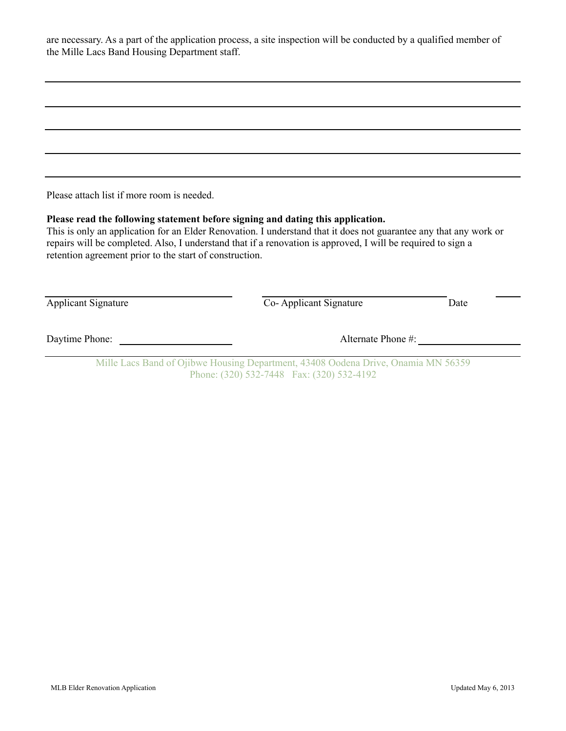are necessary. As a part of the application process, a site inspection will be conducted by a qualified member of the Mille Lacs Band Housing Department staff.

\_\_\_\_\_\_\_\_\_\_\_\_\_\_\_\_\_\_\_\_\_\_\_\_\_\_\_\_\_\_\_\_\_\_\_\_\_\_\_\_\_\_\_\_\_\_\_\_\_\_\_\_\_\_\_\_\_\_\_\_

\_\_\_\_\_\_\_\_\_\_\_\_\_\_\_\_\_\_\_\_\_\_\_\_\_\_\_\_\_\_\_\_\_\_\_\_\_\_\_\_\_\_\_\_\_\_\_\_\_\_\_\_\_\_\_\_\_\_\_\_

\_\_\_\_\_\_\_\_\_\_\_\_\_\_\_\_\_\_\_\_\_\_\_\_\_\_\_\_\_\_\_\_\_\_\_\_\_\_\_\_\_\_\_\_\_\_\_\_\_\_\_\_\_\_\_\_\_\_\_\_

\_\_\_\_\_\_\_\_\_\_\_\_\_\_\_\_\_\_\_\_\_\_\_\_\_\_\_\_\_\_\_\_\_\_\_\_\_\_\_\_\_\_\_\_\_\_\_\_\_\_\_\_\_\_\_\_\_\_\_\_

\_\_\_\_\_\_\_\_\_\_\_\_\_\_\_\_\_\_\_\_\_\_\_\_\_\_\_\_\_\_\_\_\_\_\_\_\_\_\_\_\_\_\_\_\_\_\_\_\_\_\_\_\_\_\_\_\_\_\_\_

Please attach list if more room is needed.

**Please read the following statement before signing and dating this application.**
This is only an application for an Elder Renovation. I understand that it does not guarantee any that any work or repairs will be completed. Also, I understand that if a renovation is approved, I will be required to sign a retention agreement prior to the start of construction.

\_\_\_\_\_\_\_\_\_\_\_\_\_\_\_\_\_\_\_\_\_\_\_\_\_\_ \_\_\_\_\_\_\_\_\_\_\_\_\_\_\_\_\_\_\_\_\_\_\_\_\_\_ \_\_\_\_\_\_\_\_

Applicant Signature  Co- Applicant Signature  Date

Daytime Phone: \_\_\_\_\_\_\_\_\_\_\_\_\_\_\_\_\_\_  Alternate Phone #: \_\_\_\_\_\_\_\_\_\_\_\_\_\_\_\_\_\_

Mille Lacs Band of Ojibwe Housing Department, 43408 Oodena Drive, Onamia MN 56359
Phone: (320) 532-7448 Fax: (320) 532-4192